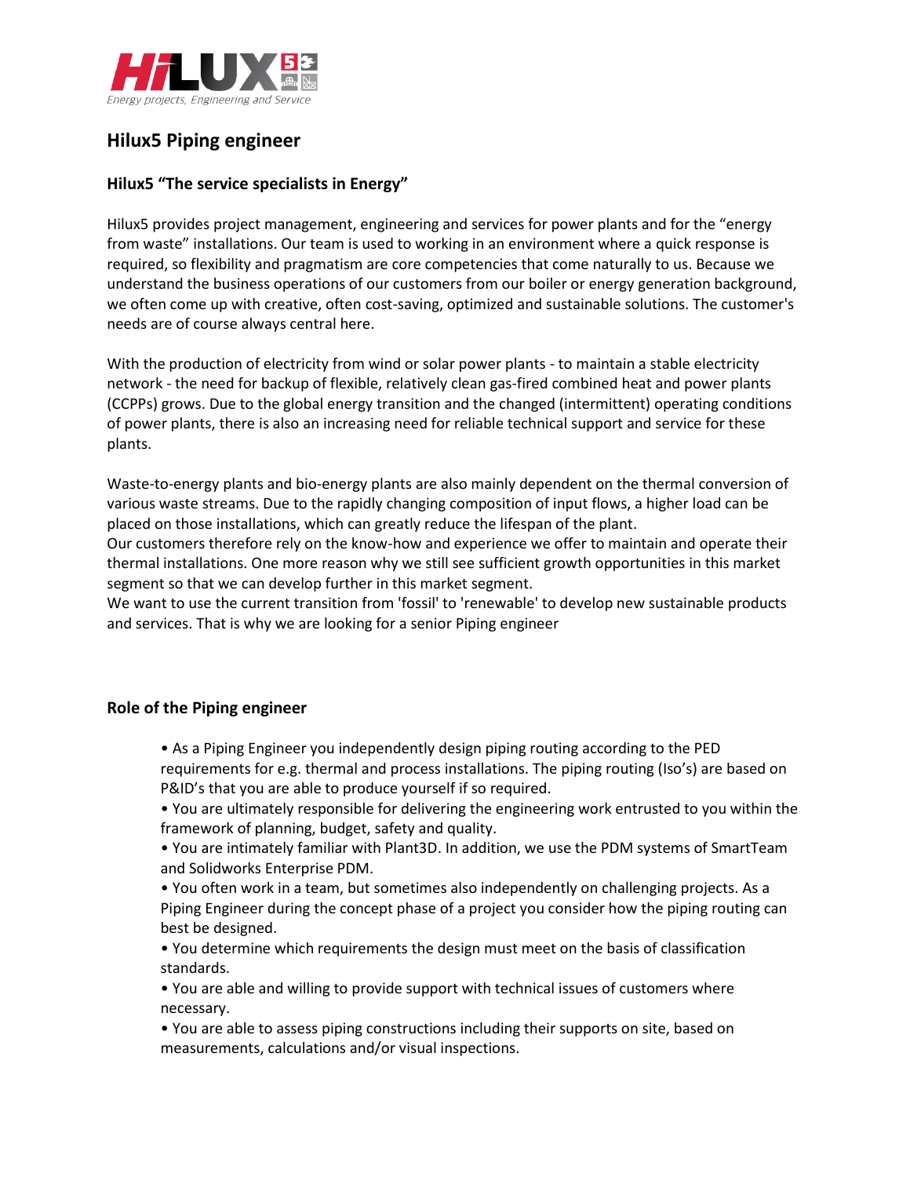HiLUX5

*Energy projects, Engineering and Service*

# Hilux5 Piping engineer

## Hilux5 "The service specialists in Energy"

Hilux5 provides project management, engineering and services for power plants and for the "energy from waste" installations. Our team is used to working in an environment where a quick response is required, so flexibility and pragmatism are core competencies that come naturally to us. Because we understand the business operations of our customers from our boiler or energy generation background, we often come up with creative, often cost-saving, optimized and sustainable solutions. The customer's needs are of course always central here.

With the production of electricity from wind or solar power plants - to maintain a stable electricity network - the need for backup of flexible, relatively clean gas-fired combined heat and power plants (CCPPs) grows. Due to the global energy transition and the changed (intermittent) operating conditions of power plants, there is also an increasing need for reliable technical support and service for these plants.

Waste-to-energy plants and bio-energy plants are also mainly dependent on the thermal conversion of various waste streams. Due to the rapidly changing composition of input flows, a higher load can be placed on those installations, which can greatly reduce the lifespan of the plant.
Our customers therefore rely on the know-how and experience we offer to maintain and operate their thermal installations. One more reason why we still see sufficient growth opportunities in this market segment so that we can develop further in this market segment.
We want to use the current transition from 'fossil' to 'renewable' to develop new sustainable products and services. That is why we are looking for a senior Piping engineer

## Role of the Piping engineer

- As a Piping Engineer you independently design piping routing according to the PED requirements for e.g. thermal and process installations. The piping routing (Iso's) are based on P&ID's that you are able to produce yourself if so required.
- You are ultimately responsible for delivering the engineering work entrusted to you within the framework of planning, budget, safety and quality.
- You are intimately familiar with Plant3D. In addition, we use the PDM systems of SmartTeam and Solidworks Enterprise PDM.
- You often work in a team, but sometimes also independently on challenging projects. As a Piping Engineer during the concept phase of a project you consider how the piping routing can best be designed.
- You determine which requirements the design must meet on the basis of classification standards.
- You are able and willing to provide support with technical issues of customers where necessary.
- You are able to assess piping constructions including their supports on site, based on measurements, calculations and/or visual inspections.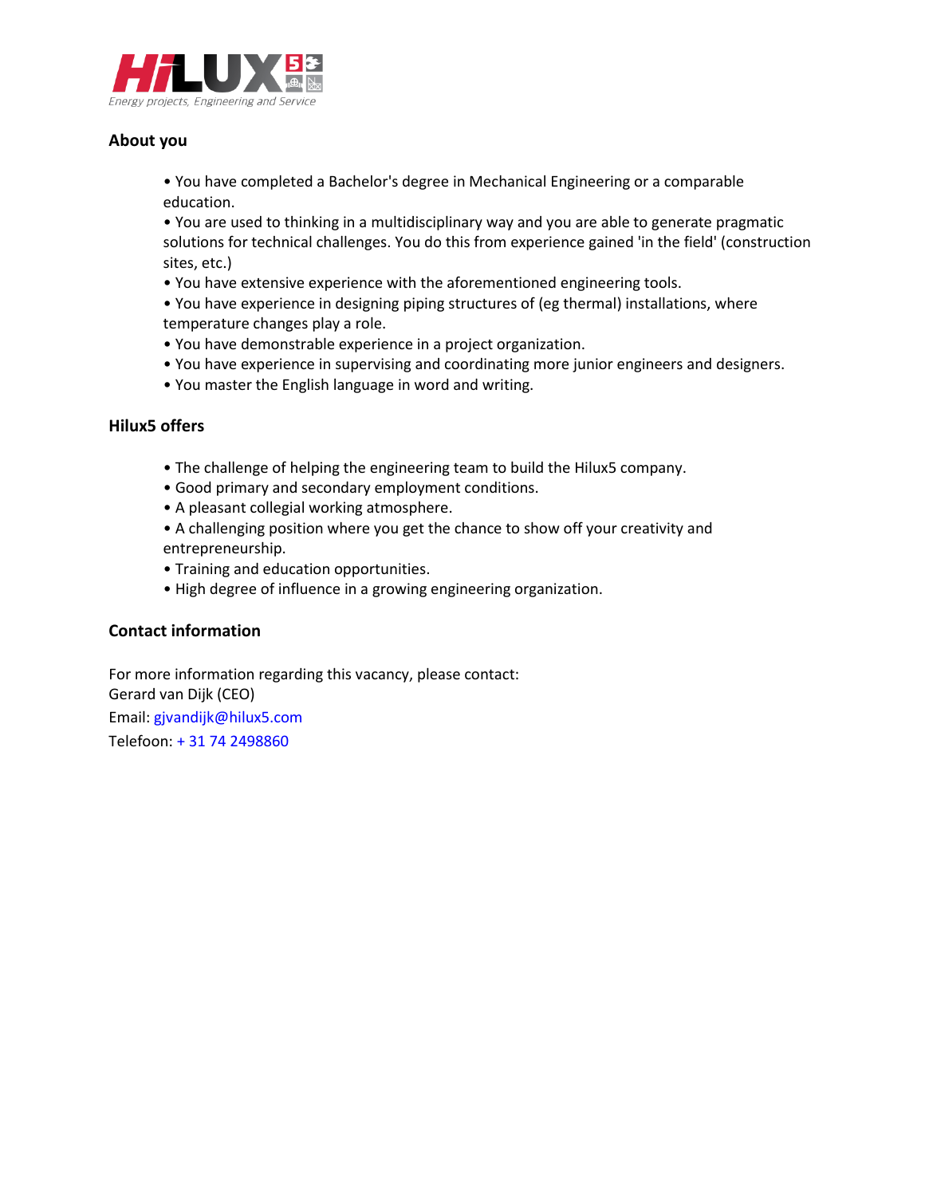## About you

- You have completed a Bachelor's degree in Mechanical Engineering or a comparable education.
- You are used to thinking in a multidisciplinary way and you are able to generate pragmatic solutions for technical challenges. You do this from experience gained 'in the field' (construction sites, etc.)
- You have extensive experience with the aforementioned engineering tools.
- You have experience in designing piping structures of (eg thermal) installations, where temperature changes play a role.
- You have demonstrable experience in a project organization.
- You have experience in supervising and coordinating more junior engineers and designers.
- You master the English language in word and writing.

## Hilux5 offers

- The challenge of helping the engineering team to build the Hilux5 company.
- Good primary and secondary employment conditions.
- A pleasant collegial working atmosphere.
- A challenging position where you get the chance to show off your creativity and entrepreneurship.
- Training and education opportunities.
- High degree of influence in a growing engineering organization.

## Contact information

For more information regarding this vacancy, please contact:
Gerard van Dijk (CEO)
Email: gjvandijk@hilux5.com
Telefoon: + 31 74 2498860